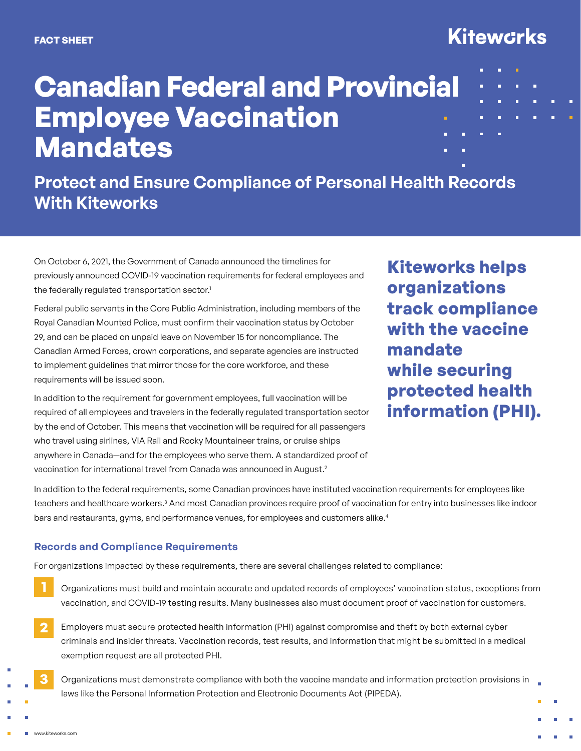FACT SHEET

# Canadian Federal and Provincial Employee Vaccination Mandates

## Protect and Ensure Compliance of Personal Health Records With Kiteworks

On October 6, 2021, the Government of Canada announced the timelines for previously announced COVID-19 vaccination requirements for federal employees and the federally regulated transportation sector.[1]

Federal public servants in the Core Public Administration, including members of the Royal Canadian Mounted Police, must confirm their vaccination status by October 29, and can be placed on unpaid leave on November 15 for noncompliance. The Canadian Armed Forces, crown corporations, and separate agencies are instructed to implement guidelines that mirror those for the core workforce, and these requirements will be issued soon.

In addition to the requirement for government employees, full vaccination will be required of all employees and travelers in the federally regulated transportation sector by the end of October. This means that vaccination will be required for all passengers who travel using airlines, VIA Rail and Rocky Mountaineer trains, or cruise ships anywhere in Canada—and for the employees who serve them. A standardized proof of vaccination for international travel from Canada was announced in August.[2]

**Kiteworks helps organizations track compliance with the vaccine mandate while securing protected health information (PHI).**

In addition to the federal requirements, some Canadian provinces have instituted vaccination requirements for employees like teachers and healthcare workers.[3] And most Canadian provinces require proof of vaccination for entry into businesses like indoor bars and restaurants, gyms, and performance venues, for employees and customers alike.[4]

### Records and Compliance Requirements

For organizations impacted by these requirements, there are several challenges related to compliance:

1. Organizations must build and maintain accurate and updated records of employees' vaccination status, exceptions from vaccination, and COVID-19 testing results. Many businesses also must document proof of vaccination for customers.
2. Employers must secure protected health information (PHI) against compromise and theft by both external cyber criminals and insider threats. Vaccination records, test results, and information that might be submitted in a medical exemption request are all protected PHI.
3. Organizations must demonstrate compliance with both the vaccine mandate and information protection provisions in laws like the Personal Information Protection and Electronic Documents Act (PIPEDA).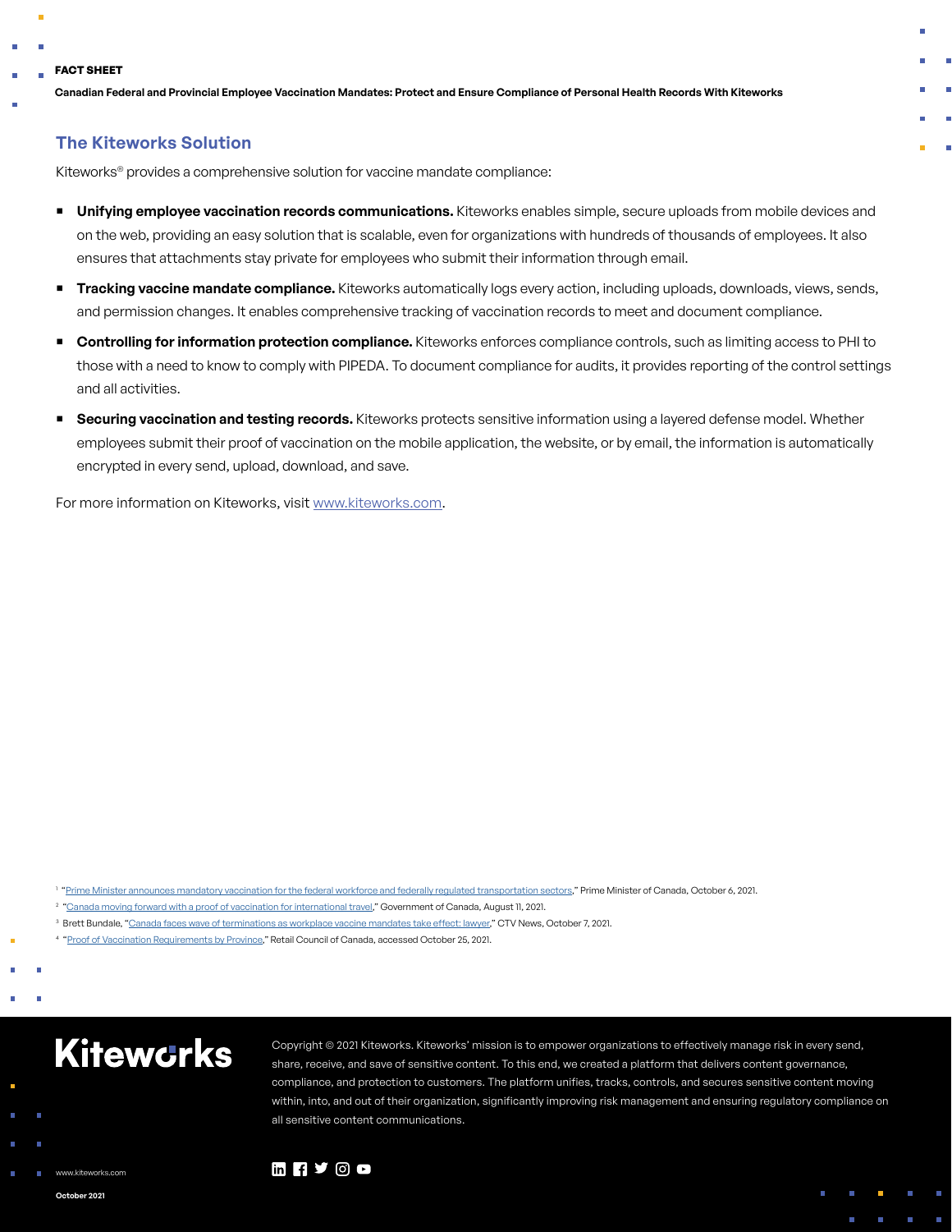## The Kiteworks Solution

Kiteworks® provides a comprehensive solution for vaccine mandate compliance:

- **Unifying employee vaccination records communications.** Kiteworks enables simple, secure uploads from mobile devices and on the web, providing an easy solution that is scalable, even for organizations with hundreds of thousands of employees. It also ensures that attachments stay private for employees who submit their information through email.
- **Tracking vaccine mandate compliance.** Kiteworks automatically logs every action, including uploads, downloads, views, sends, and permission changes. It enables comprehensive tracking of vaccination records to meet and document compliance.
- **Controlling for information protection compliance.** Kiteworks enforces compliance controls, such as limiting access to PHI to those with a need to know to comply with PIPEDA. To document compliance for audits, it provides reporting of the control settings and all activities.
- **Securing vaccination and testing records.** Kiteworks protects sensitive information using a layered defense model. Whether employees submit their proof of vaccination on the mobile application, the website, or by email, the information is automatically encrypted in every send, upload, download, and save.

For more information on Kiteworks, visit www.kiteworks.com.

[1] "Prime Minister announces mandatory vaccination for the federal workforce and federally regulated transportation sectors," Prime Minister of Canada, October 6, 2021.

[2] "Canada moving forward with a proof of vaccination for international travel," Government of Canada, August 11, 2021.

[3] Brett Bundale, "Canada faces wave of terminations as workplace vaccine mandates take effect: lawyer," CTV News, October 7, 2021.

[4] "Proof of Vaccination Requirements by Province," Retail Council of Canada, accessed October 25, 2021.

Kiteworks

Copyright © 2021 Kiteworks. Kiteworks' mission is to empower organizations to effectively manage risk in every send, share, receive, and save of sensitive content. To this end, we created a platform that delivers content governance, compliance, and protection to customers. The platform unifies, tracks, controls, and secures sensitive content moving within, into, and out of their organization, significantly improving risk management and ensuring regulatory compliance on all sensitive content communications.

www.kiteworks.com

October 2021